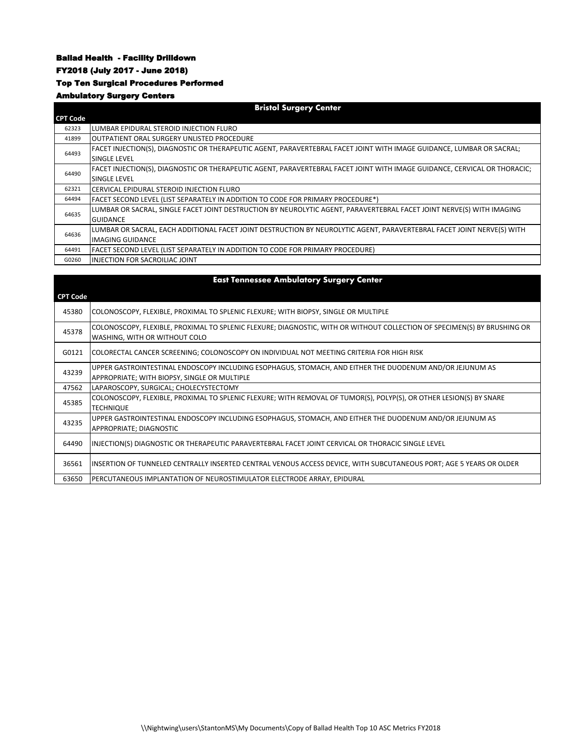# Ballad Health - Facility Drilldown

## FY2018 (July 2017 - June 2018)

## Top Ten Surgical Procedures Performed

## Ambulatory Surgery Centers

| Bristol Surgery Center | |
|---|---|
| **CPT Code** | |
| 62323 | LUMBAR EPIDURAL STEROID INJECTION FLURO |
| 41899 | OUTPATIENT ORAL SURGERY UNLISTED PROCEDURE |
| 64493 | FACET INJECTION(S), DIAGNOSTIC OR THERAPEUTIC AGENT, PARAVERTEBRAL FACET JOINT WITH IMAGE GUIDANCE, LUMBAR OR SACRAL; SINGLE LEVEL |
| 64490 | FACET INJECTION(S), DIAGNOSTIC OR THERAPEUTIC AGENT, PARAVERTEBRAL FACET JOINT WITH IMAGE GUIDANCE, CERVICAL OR THORACIC; SINGLE LEVEL |
| 62321 | CERVICAL EPIDURAL STEROID INJECTION FLURO |
| 64494 | FACET SECOND LEVEL (LIST SEPARATELY IN ADDITION TO CODE FOR PRIMARY PROCEDURE*) |
| 64635 | LUMBAR OR SACRAL, SINGLE FACET JOINT DESTRUCTION BY NEUROLYTIC AGENT, PARAVERTEBRAL FACET JOINT NERVE(S) WITH IMAGING GUIDANCE |
| 64636 | LUMBAR OR SACRAL, EACH ADDITIONAL FACET JOINT DESTRUCTION BY NEUROLYTIC AGENT, PARAVERTEBRAL FACET JOINT NERVE(S) WITH IMAGING GUIDANCE |
| 64491 | FACET SECOND LEVEL (LIST SEPARATELY IN ADDITION TO CODE FOR PRIMARY PROCEDURE) |
| G0260 | INJECTION FOR SACROILIAC JOINT |

| East Tennessee Ambulatory Surgery Center | |
|---|---|
| **CPT Code** | |
| 45380 | COLONOSCOPY, FLEXIBLE, PROXIMAL TO SPLENIC FLEXURE; WITH BIOPSY, SINGLE OR MULTIPLE |
| 45378 | COLONOSCOPY, FLEXIBLE, PROXIMAL TO SPLENIC FLEXURE; DIAGNOSTIC, WITH OR WITHOUT COLLECTION OF SPECIMEN(S) BY BRUSHING OR WASHING, WITH OR WITHOUT COLO |
| G0121 | COLORECTAL CANCER SCREENING; COLONOSCOPY ON INDIVIDUAL NOT MEETING CRITERIA FOR HIGH RISK |
| 43239 | UPPER GASTROINTESTINAL ENDOSCOPY INCLUDING ESOPHAGUS, STOMACH, AND EITHER THE DUODENUM AND/OR JEJUNUM AS APPROPRIATE; WITH BIOPSY, SINGLE OR MULTIPLE |
| 47562 | LAPAROSCOPY, SURGICAL; CHOLECYSTECTOMY |
| 45385 | COLONOSCOPY, FLEXIBLE, PROXIMAL TO SPLENIC FLEXURE; WITH REMOVAL OF TUMOR(S), POLYP(S), OR OTHER LESION(S) BY SNARE TECHNIQUE |
| 43235 | UPPER GASTROINTESTINAL ENDOSCOPY INCLUDING ESOPHAGUS, STOMACH, AND EITHER THE DUODENUM AND/OR JEJUNUM AS APPROPRIATE; DIAGNOSTIC |
| 64490 | INJECTION(S) DIAGNOSTIC OR THERAPEUTIC PARAVERTEBRAL FACET JOINT CERVICAL OR THORACIC SINGLE LEVEL |
| 36561 | INSERTION OF TUNNELED CENTRALLY INSERTED CENTRAL VENOUS ACCESS DEVICE, WITH SUBCUTANEOUS PORT; AGE 5 YEARS OR OLDER |
| 63650 | PERCUTANEOUS IMPLANTATION OF NEUROSTIMULATOR ELECTRODE ARRAY, EPIDURAL |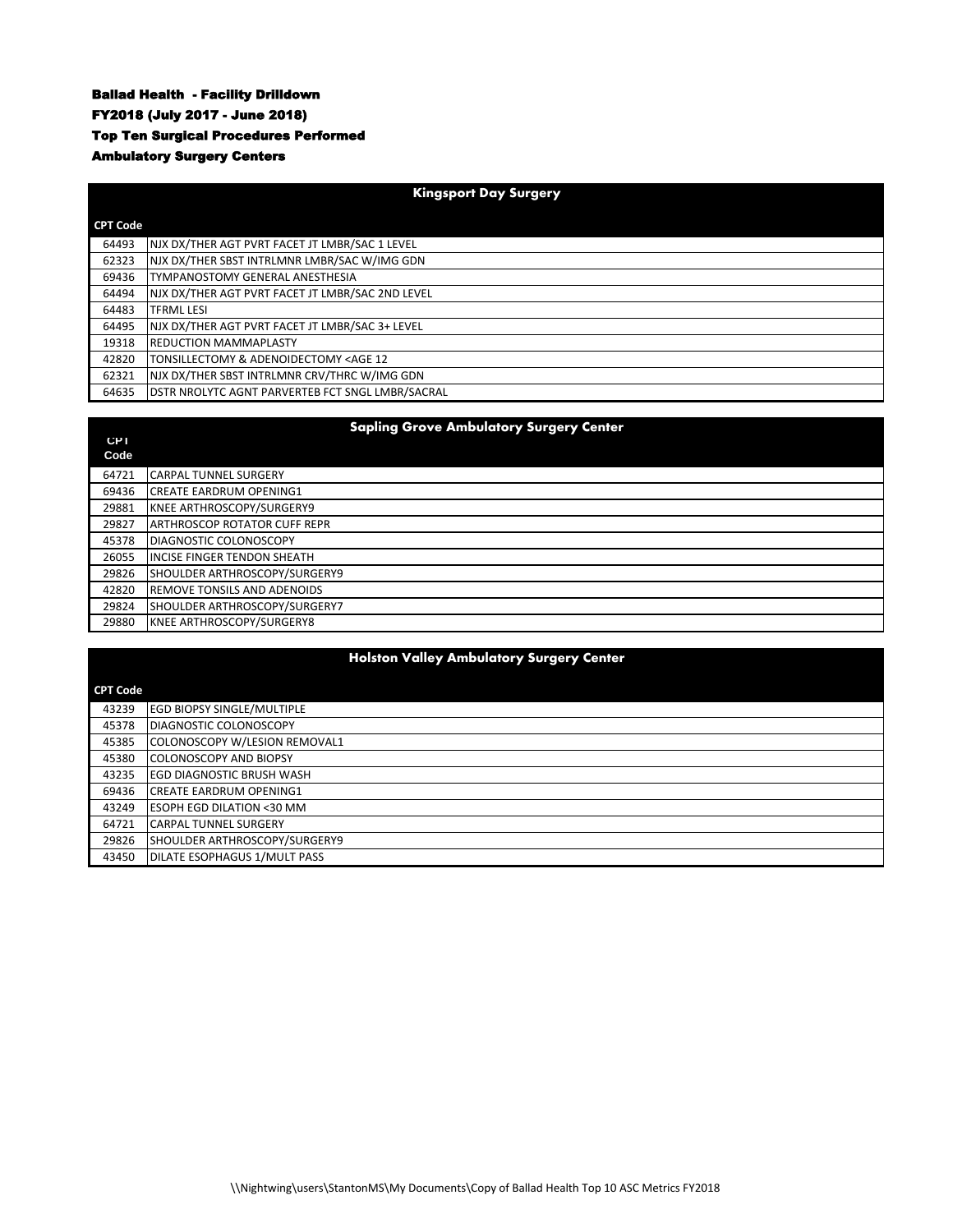**Ballad Health - Facility Drilldown**
**FY2018 (July 2017 - June 2018)**
**Top Ten Surgical Procedures Performed**
**Ambulatory Surgery Centers**

| Kingsport Day Surgery | |
|---|---|
| **CPT Code** | |
| 64493 | NJX DX/THER AGT PVRT FACET JT LMBR/SAC 1 LEVEL |
| 62323 | NJX DX/THER SBST INTRLMNR LMBR/SAC W/IMG GDN |
| 69436 | TYMPANOSTOMY GENERAL ANESTHESIA |
| 64494 | NJX DX/THER AGT PVRT FACET JT LMBR/SAC 2ND LEVEL |
| 64483 | TFRML LESI |
| 64495 | NJX DX/THER AGT PVRT FACET JT LMBR/SAC 3+ LEVEL |
| 19318 | REDUCTION MAMMAPLASTY |
| 42820 | TONSILLECTOMY & ADENOIDECTOMY <AGE 12 |
| 62321 | NJX DX/THER SBST INTRLMNR CRV/THRC W/IMG GDN |
| 64635 | DSTR NROLYTC AGNT PARVERTEB FCT SNGL LMBR/SACRAL |

| Sapling Grove Ambulatory Surgery Center | |
|---|---|
| **CPT Code** | |
| 64721 | CARPAL TUNNEL SURGERY |
| 69436 | CREATE EARDRUM OPENING1 |
| 29881 | KNEE ARTHROSCOPY/SURGERY9 |
| 29827 | ARTHROSCOP ROTATOR CUFF REPR |
| 45378 | DIAGNOSTIC COLONOSCOPY |
| 26055 | INCISE FINGER TENDON SHEATH |
| 29826 | SHOULDER ARTHROSCOPY/SURGERY9 |
| 42820 | REMOVE TONSILS AND ADENOIDS |
| 29824 | SHOULDER ARTHROSCOPY/SURGERY7 |
| 29880 | KNEE ARTHROSCOPY/SURGERY8 |

| Holston Valley Ambulatory Surgery Center | |
|---|---|
| **CPT Code** | |
| 43239 | EGD BIOPSY SINGLE/MULTIPLE |
| 45378 | DIAGNOSTIC COLONOSCOPY |
| 45385 | COLONOSCOPY W/LESION REMOVAL1 |
| 45380 | COLONOSCOPY AND BIOPSY |
| 43235 | EGD DIAGNOSTIC BRUSH WASH |
| 69436 | CREATE EARDRUM OPENING1 |
| 43249 | ESOPH EGD DILATION <30 MM |
| 64721 | CARPAL TUNNEL SURGERY |
| 29826 | SHOULDER ARTHROSCOPY/SURGERY9 |
| 43450 | DILATE ESOPHAGUS 1/MULT PASS |

\\Nightwing\users\StantonMS\My Documents\Copy of Ballad Health Top 10 ASC Metrics FY2018